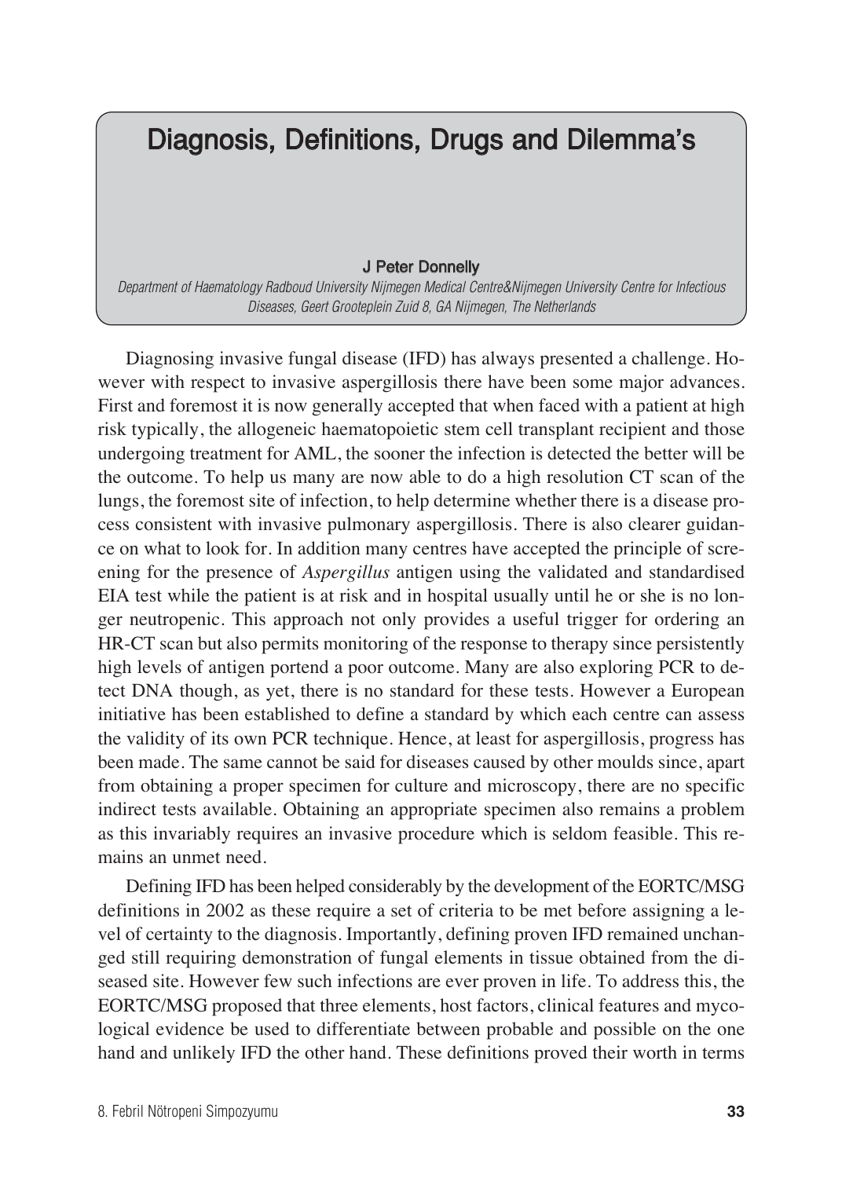# Diagnosis, Definitions, Drugs and Dilemma's

**J Peter Donnelly**

*Department of Haematology Radboud University Nijmegen Medical Centre&Nijmegen University Centre for Infectious Diseases, Geert Grooteplein Zuid 8, GA Nijmegen, The Netherlands*

Diagnosing invasive fungal disease (IFD) has always presented a challenge. However with respect to invasive aspergillosis there have been some major advances. First and foremost it is now generally accepted that when faced with a patient at high risk typically, the allogeneic haematopoietic stem cell transplant recipient and those undergoing treatment for AML, the sooner the infection is detected the better will be the outcome. To help us many are now able to do a high resolution CT scan of the lungs, the foremost site of infection, to help determine whether there is a disease process consistent with invasive pulmonary aspergillosis. There is also clearer guidance on what to look for. In addition many centres have accepted the principle of screening for the presence of *Aspergillus* antigen using the validated and standardised EIA test while the patient is at risk and in hospital usually until he or she is no longer neutropenic. This approach not only provides a useful trigger for ordering an HR-CT scan but also permits monitoring of the response to therapy since persistently high levels of antigen portend a poor outcome. Many are also exploring PCR to detect DNA though, as yet, there is no standard for these tests. However a European initiative has been established to define a standard by which each centre can assess the validity of its own PCR technique. Hence, at least for aspergillosis, progress has been made. The same cannot be said for diseases caused by other moulds since, apart from obtaining a proper specimen for culture and microscopy, there are no specific indirect tests available. Obtaining an appropriate specimen also remains a problem as this invariably requires an invasive procedure which is seldom feasible. This remains an unmet need.

Defining IFD has been helped considerably by the development of the EORTC/MSG definitions in 2002 as these require a set of criteria to be met before assigning a level of certainty to the diagnosis. Importantly, defining proven IFD remained unchanged still requiring demonstration of fungal elements in tissue obtained from the diseased site. However few such infections are ever proven in life. To address this, the EORTC/MSG proposed that three elements, host factors, clinical features and mycological evidence be used to differentiate between probable and possible on the one hand and unlikely IFD the other hand. These definitions proved their worth in terms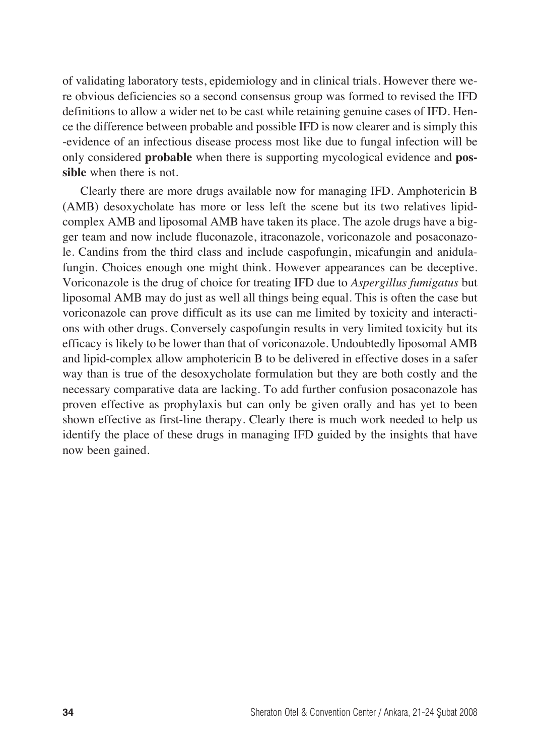of validating laboratory tests, epidemiology and in clinical trials. However there were obvious deficiencies so a second consensus group was formed to revised the IFD definitions to allow a wider net to be cast while retaining genuine cases of IFD. Hence the difference between probable and possible IFD is now clearer and is simply this -evidence of an infectious disease process most like due to fungal infection will be only considered **probable** when there is supporting mycological evidence and **possible** when there is not.

Clearly there are more drugs available now for managing IFD. Amphotericin B (AMB) desoxycholate has more or less left the scene but its two relatives lipid-complex AMB and liposomal AMB have taken its place. The azole drugs have a bigger team and now include fluconazole, itraconazole, voriconazole and posaconazole. Candins from the third class and include caspofungin, micafungin and anidulafungin. Choices enough one might think. However appearances can be deceptive. Voriconazole is the drug of choice for treating IFD due to *Aspergillus fumigatus* but liposomal AMB may do just as well all things being equal. This is often the case but voriconazole can prove difficult as its use can me limited by toxicity and interactions with other drugs. Conversely caspofungin results in very limited toxicity but its efficacy is likely to be lower than that of voriconazole. Undoubtedly liposomal AMB and lipid-complex allow amphotericin B to be delivered in effective doses in a safer way than is true of the desoxycholate formulation but they are both costly and the necessary comparative data are lacking. To add further confusion posaconazole has proven effective as prophylaxis but can only be given orally and has yet to been shown effective as first-line therapy. Clearly there is much work needed to help us identify the place of these drugs in managing IFD guided by the insights that have now been gained.